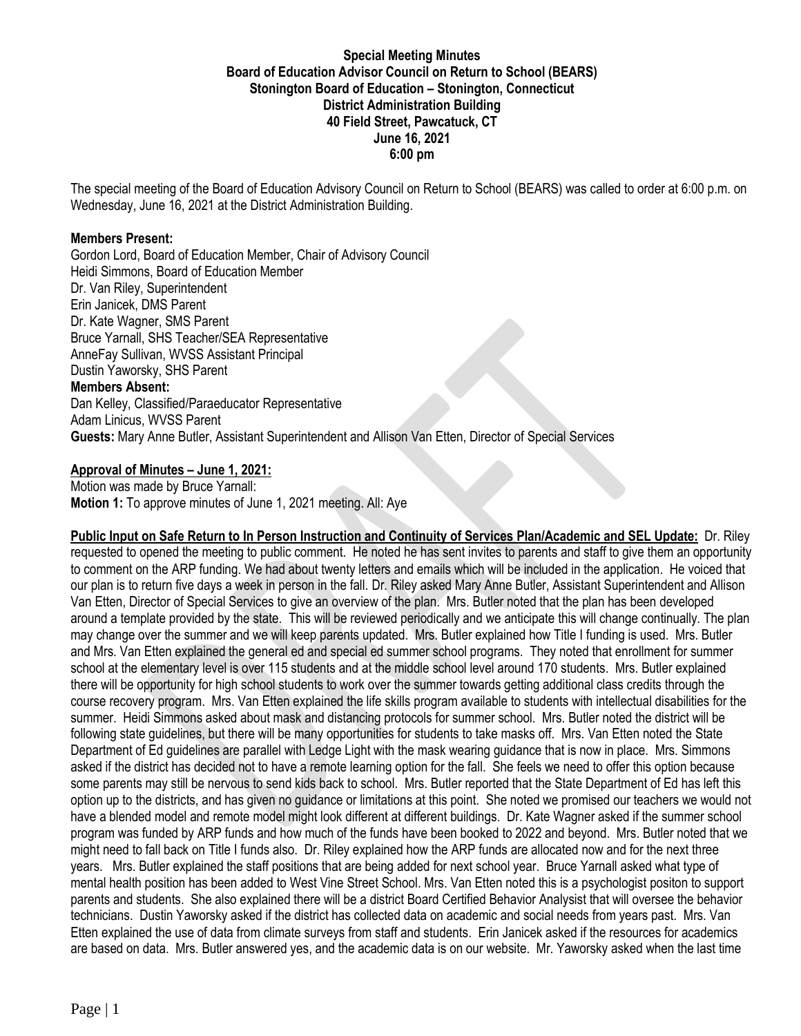**Special Meeting Minutes**
**Board of Education Advisor Council on Return to School (BEARS)**
**Stonington Board of Education – Stonington, Connecticut**
**District Administration Building**
**40 Field Street, Pawcatuck, CT**
**June 16, 2021**
**6:00 pm**

The special meeting of the Board of Education Advisory Council on Return to School (BEARS) was called to order at 6:00 p.m. on Wednesday, June 16, 2021 at the District Administration Building.

**Members Present:**
Gordon Lord, Board of Education Member, Chair of Advisory Council
Heidi Simmons, Board of Education Member
Dr. Van Riley, Superintendent
Erin Janicek, DMS Parent
Dr. Kate Wagner, SMS Parent
Bruce Yarnall, SHS Teacher/SEA Representative
AnneFay Sullivan, WVSS Assistant Principal
Dustin Yaworsky, SHS Parent
**Members Absent:**
Dan Kelley, Classified/Paraeducator Representative
Adam Linicus, WVSS Parent
**Guests:** Mary Anne Butler, Assistant Superintendent and Allison Van Etten, Director of Special Services

**Approval of Minutes – June 1, 2021:**
Motion was made by Bruce Yarnall:
**Motion 1:** To approve minutes of June 1, 2021 meeting. All: Aye

**Public Input on Safe Return to In Person Instruction and Continuity of Services Plan/Academic and SEL Update:** Dr. Riley requested to opened the meeting to public comment. He noted he has sent invites to parents and staff to give them an opportunity to comment on the ARP funding. We had about twenty letters and emails which will be included in the application. He voiced that our plan is to return five days a week in person in the fall. Dr. Riley asked Mary Anne Butler, Assistant Superintendent and Allison Van Etten, Director of Special Services to give an overview of the plan. Mrs. Butler noted that the plan has been developed around a template provided by the state. This will be reviewed periodically and we anticipate this will change continually. The plan may change over the summer and we will keep parents updated. Mrs. Butler explained how Title I funding is used. Mrs. Butler and Mrs. Van Etten explained the general ed and special ed summer school programs. They noted that enrollment for summer school at the elementary level is over 115 students and at the middle school level around 170 students. Mrs. Butler explained there will be opportunity for high school students to work over the summer towards getting additional class credits through the course recovery program. Mrs. Van Etten explained the life skills program available to students with intellectual disabilities for the summer. Heidi Simmons asked about mask and distancing protocols for summer school. Mrs. Butler noted the district will be following state guidelines, but there will be many opportunities for students to take masks off. Mrs. Van Etten noted the State Department of Ed guidelines are parallel with Ledge Light with the mask wearing guidance that is now in place. Mrs. Simmons asked if the district has decided not to have a remote learning option for the fall. She feels we need to offer this option because some parents may still be nervous to send kids back to school. Mrs. Butler reported that the State Department of Ed has left this option up to the districts, and has given no guidance or limitations at this point. She noted we promised our teachers we would not have a blended model and remote model might look different at different buildings. Dr. Kate Wagner asked if the summer school program was funded by ARP funds and how much of the funds have been booked to 2022 and beyond. Mrs. Butler noted that we might need to fall back on Title I funds also. Dr. Riley explained how the ARP funds are allocated now and for the next three years. Mrs. Butler explained the staff positions that are being added for next school year. Bruce Yarnall asked what type of mental health position has been added to West Vine Street School. Mrs. Van Etten noted this is a psychologist positon to support parents and students. She also explained there will be a district Board Certified Behavior Analysist that will oversee the behavior technicians. Dustin Yaworsky asked if the district has collected data on academic and social needs from years past. Mrs. Van Etten explained the use of data from climate surveys from staff and students. Erin Janicek asked if the resources for academics are based on data. Mrs. Butler answered yes, and the academic data is on our website. Mr. Yaworsky asked when the last time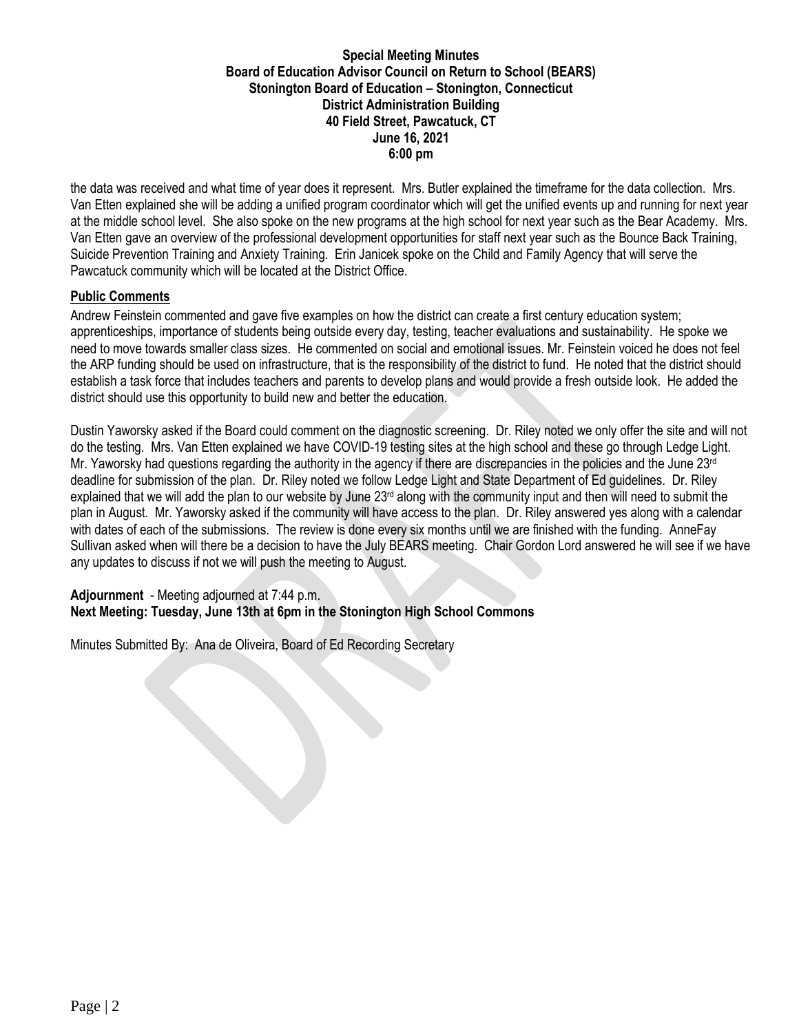**Special Meeting Minutes**
**Board of Education Advisor Council on Return to School (BEARS)**
**Stonington Board of Education – Stonington, Connecticut**
**District Administration Building**
**40 Field Street, Pawcatuck, CT**
**June 16, 2021**
**6:00 pm**

the data was received and what time of year does it represent. Mrs. Butler explained the timeframe for the data collection. Mrs. Van Etten explained she will be adding a unified program coordinator which will get the unified events up and running for next year at the middle school level. She also spoke on the new programs at the high school for next year such as the Bear Academy. Mrs. Van Etten gave an overview of the professional development opportunities for staff next year such as the Bounce Back Training, Suicide Prevention Training and Anxiety Training. Erin Janicek spoke on the Child and Family Agency that will serve the Pawcatuck community which will be located at the District Office.

## Public Comments

Andrew Feinstein commented and gave five examples on how the district can create a first century education system; apprenticeships, importance of students being outside every day, testing, teacher evaluations and sustainability. He spoke we need to move towards smaller class sizes. He commented on social and emotional issues. Mr. Feinstein voiced he does not feel the ARP funding should be used on infrastructure, that is the responsibility of the district to fund. He noted that the district should establish a task force that includes teachers and parents to develop plans and would provide a fresh outside look. He added the district should use this opportunity to build new and better the education.

Dustin Yaworsky asked if the Board could comment on the diagnostic screening. Dr. Riley noted we only offer the site and will not do the testing. Mrs. Van Etten explained we have COVID-19 testing sites at the high school and these go through Ledge Light. Mr. Yaworsky had questions regarding the authority in the agency if there are discrepancies in the policies and the June 23rd deadline for submission of the plan. Dr. Riley noted we follow Ledge Light and State Department of Ed guidelines. Dr. Riley explained that we will add the plan to our website by June 23rd along with the community input and then will need to submit the plan in August. Mr. Yaworsky asked if the community will have access to the plan. Dr. Riley answered yes along with a calendar with dates of each of the submissions. The review is done every six months until we are finished with the funding. AnneFay Sullivan asked when will there be a decision to have the July BEARS meeting. Chair Gordon Lord answered he will see if we have any updates to discuss if not we will push the meeting to August.

**Adjournment** - Meeting adjourned at 7:44 p.m.
**Next Meeting: Tuesday, June 13th at 6pm in the Stonington High School Commons**

Minutes Submitted By: Ana de Oliveira, Board of Ed Recording Secretary